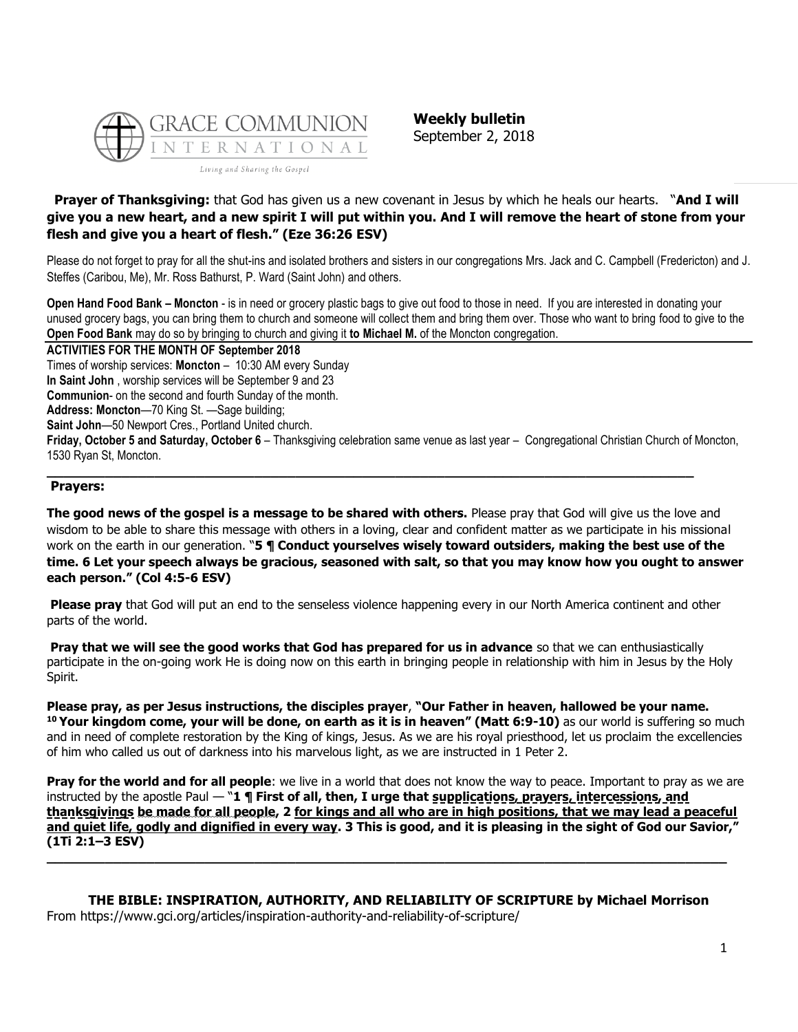GRACE COMMUNION INTERNATIONAL

*Living and Sharing the Gospel*

**Weekly bulletin**
September 2, 2018

**Prayer of Thanksgiving:** that God has given us a new covenant in Jesus by which he heals our hearts. "**And I will give you a new heart, and a new spirit I will put within you. And I will remove the heart of stone from your flesh and give you a heart of flesh." (Eze 36:26 ESV)**

Please do not forget to pray for all the shut-ins and isolated brothers and sisters in our congregations Mrs. Jack and C. Campbell (Fredericton) and J. Steffes (Caribou, Me), Mr. Ross Bathurst, P. Ward (Saint John) and others.

**Open Hand Food Bank – Moncton** - is in need or grocery plastic bags to give out food to those in need. If you are interested in donating your unused grocery bags, you can bring them to church and someone will collect them and bring them over. Those who want to bring food to give to the **Open Food Bank** may do so by bringing to church and giving it **to Michael M.** of the Moncton congregation.

**ACTIVITIES FOR THE MONTH OF September 2018**

Times of worship services: **Moncton** – 10:30 AM every Sunday

**In Saint John** , worship services will be September 9 and 23

**Communion**- on the second and fourth Sunday of the month.

**Address: Moncton**—70 King St. —Sage building;

**Saint John**—50 Newport Cres., Portland United church.

**Friday, October 5 and Saturday, October 6** – Thanksgiving celebration same venue as last year – Congregational Christian Church of Moncton, 1530 Ryan St, Moncton.

---

**Prayers:**

**The good news of the gospel is a message to be shared with others.** Please pray that God will give us the love and wisdom to be able to share this message with others in a loving, clear and confident matter as we participate in his missional work on the earth in our generation. "**5 ¶ Conduct yourselves wisely toward outsiders, making the best use of the time. 6 Let your speech always be gracious, seasoned with salt, so that you may know how you ought to answer each person." (Col 4:5-6 ESV)**

**Please pray** that God will put an end to the senseless violence happening every in our North America continent and other parts of the world.

**Pray that we will see the good works that God has prepared for us in advance** so that we can enthusiastically participate in the on-going work He is doing now on this earth in bringing people in relationship with him in Jesus by the Holy Spirit.

**Please pray, as per Jesus instructions, the disciples prayer**, **"Our Father in heaven, hallowed be your name. [10] Your kingdom come, your will be done, on earth as it is in heaven" (Matt 6:9-10)** as our world is suffering so much and in need of complete restoration by the King of kings, Jesus. As we are his royal priesthood, let us proclaim the excellencies of him who called us out of darkness into his marvelous light, as we are instructed in 1 Peter 2.

**Pray for the world and for all people**: we live in a world that does not know the way to peace. Important to pray as we are instructed by the apostle Paul — "**1 ¶ First of all, then, I urge that supplications, prayers, intercessions, and thanksgivings be made for all people, 2 for kings and all who are in high positions, that we may lead a peaceful and quiet life, godly and dignified in every way. 3 This is good, and it is pleasing in the sight of God our Savior," (1Ti 2:1–3 ESV)**

---

**THE BIBLE: INSPIRATION, AUTHORITY, AND RELIABILITY OF SCRIPTURE by Michael Morrison**

From https://www.gci.org/articles/inspiration-authority-and-reliability-of-scripture/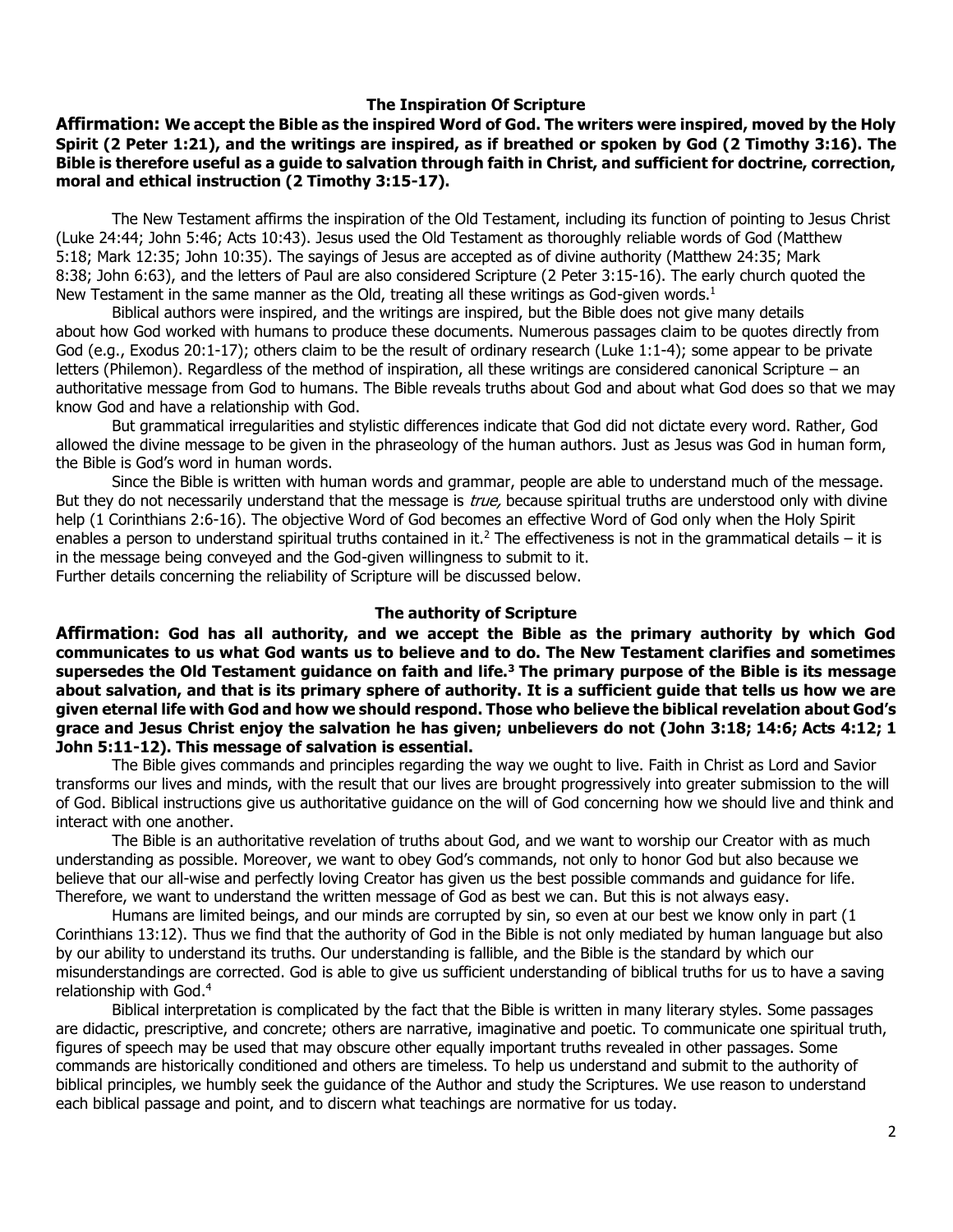## The Inspiration Of Scripture

**Affirmation: We accept the Bible as the inspired Word of God. The writers were inspired, moved by the Holy Spirit (2 Peter 1:21), and the writings are inspired, as if breathed or spoken by God (2 Timothy 3:16). The Bible is therefore useful as a guide to salvation through faith in Christ, and sufficient for doctrine, correction, moral and ethical instruction (2 Timothy 3:15-17).**

The New Testament affirms the inspiration of the Old Testament, including its function of pointing to Jesus Christ (Luke 24:44; John 5:46; Acts 10:43). Jesus used the Old Testament as thoroughly reliable words of God (Matthew 5:18; Mark 12:35; John 10:35). The sayings of Jesus are accepted as of divine authority (Matthew 24:35; Mark 8:38; John 6:63), and the letters of Paul are also considered Scripture (2 Peter 3:15-16). The early church quoted the New Testament in the same manner as the Old, treating all these writings as God-given words.[1]

Biblical authors were inspired, and the writings are inspired, but the Bible does not give many details about how God worked with humans to produce these documents. Numerous passages claim to be quotes directly from God (e.g., Exodus 20:1-17); others claim to be the result of ordinary research (Luke 1:1-4); some appear to be private letters (Philemon). Regardless of the method of inspiration, all these writings are considered canonical Scripture – an authoritative message from God to humans. The Bible reveals truths about God and about what God does so that we may know God and have a relationship with God.

But grammatical irregularities and stylistic differences indicate that God did not dictate every word. Rather, God allowed the divine message to be given in the phraseology of the human authors. Just as Jesus was God in human form, the Bible is God's word in human words.

Since the Bible is written with human words and grammar, people are able to understand much of the message. But they do not necessarily understand that the message is *true,* because spiritual truths are understood only with divine help (1 Corinthians 2:6-16). The objective Word of God becomes an effective Word of God only when the Holy Spirit enables a person to understand spiritual truths contained in it.[2] The effectiveness is not in the grammatical details – it is in the message being conveyed and the God-given willingness to submit to it.

Further details concerning the reliability of Scripture will be discussed below.

## The authority of Scripture

**Affirmation: God has all authority, and we accept the Bible as the primary authority by which God communicates to us what God wants us to believe and to do. The New Testament clarifies and sometimes supersedes the Old Testament guidance on faith and life.[3] The primary purpose of the Bible is its message about salvation, and that is its primary sphere of authority. It is a sufficient guide that tells us how we are given eternal life with God and how we should respond. Those who believe the biblical revelation about God's grace and Jesus Christ enjoy the salvation he has given; unbelievers do not (John 3:18; 14:6; Acts 4:12; 1 John 5:11-12). This message of salvation is essential.**

The Bible gives commands and principles regarding the way we ought to live. Faith in Christ as Lord and Savior transforms our lives and minds, with the result that our lives are brought progressively into greater submission to the will of God. Biblical instructions give us authoritative guidance on the will of God concerning how we should live and think and interact with one another.

The Bible is an authoritative revelation of truths about God, and we want to worship our Creator with as much understanding as possible. Moreover, we want to obey God's commands, not only to honor God but also because we believe that our all-wise and perfectly loving Creator has given us the best possible commands and guidance for life. Therefore, we want to understand the written message of God as best we can. But this is not always easy.

Humans are limited beings, and our minds are corrupted by sin, so even at our best we know only in part (1 Corinthians 13:12). Thus we find that the authority of God in the Bible is not only mediated by human language but also by our ability to understand its truths. Our understanding is fallible, and the Bible is the standard by which our misunderstandings are corrected. God is able to give us sufficient understanding of biblical truths for us to have a saving relationship with God.[4]

Biblical interpretation is complicated by the fact that the Bible is written in many literary styles. Some passages are didactic, prescriptive, and concrete; others are narrative, imaginative and poetic. To communicate one spiritual truth, figures of speech may be used that may obscure other equally important truths revealed in other passages. Some commands are historically conditioned and others are timeless. To help us understand and submit to the authority of biblical principles, we humbly seek the guidance of the Author and study the Scriptures. We use reason to understand each biblical passage and point, and to discern what teachings are normative for us today.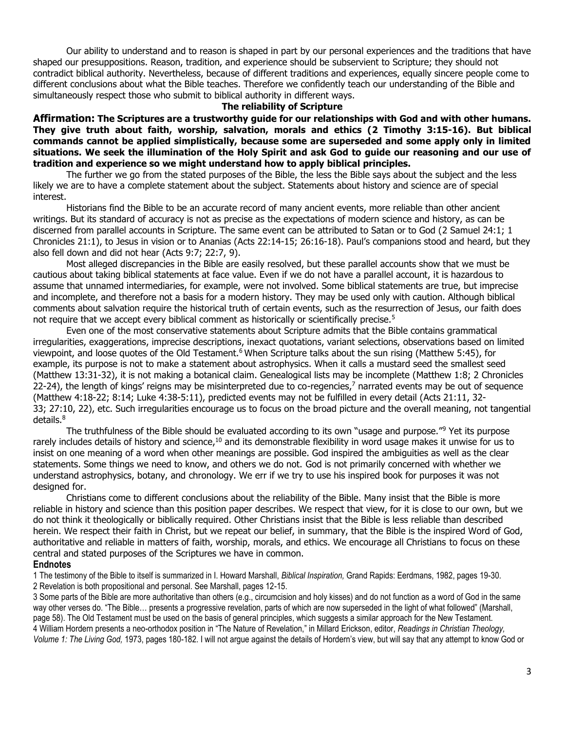Our ability to understand and to reason is shaped in part by our personal experiences and the traditions that have shaped our presuppositions. Reason, tradition, and experience should be subservient to Scripture; they should not contradict biblical authority. Nevertheless, because of different traditions and experiences, equally sincere people come to different conclusions about what the Bible teaches. Therefore we confidently teach our understanding of the Bible and simultaneously respect those who submit to biblical authority in different ways.

### The reliability of Scripture

**Affirmation: The Scriptures are a trustworthy guide for our relationships with God and with other humans. They give truth about faith, worship, salvation, morals and ethics (2 Timothy 3:15-16). But biblical commands cannot be applied simplistically, because some are superseded and some apply only in limited situations. We seek the illumination of the Holy Spirit and ask God to guide our reasoning and our use of tradition and experience so we might understand how to apply biblical principles.**

The further we go from the stated purposes of the Bible, the less the Bible says about the subject and the less likely we are to have a complete statement about the subject. Statements about history and science are of special interest.

Historians find the Bible to be an accurate record of many ancient events, more reliable than other ancient writings. But its standard of accuracy is not as precise as the expectations of modern science and history, as can be discerned from parallel accounts in Scripture. The same event can be attributed to Satan or to God (2 Samuel 24:1; 1 Chronicles 21:1), to Jesus in vision or to Ananias (Acts 22:14-15; 26:16-18). Paul's companions stood and heard, but they also fell down and did not hear (Acts 9:7; 22:7, 9).

Most alleged discrepancies in the Bible are easily resolved, but these parallel accounts show that we must be cautious about taking biblical statements at face value. Even if we do not have a parallel account, it is hazardous to assume that unnamed intermediaries, for example, were not involved. Some biblical statements are true, but imprecise and incomplete, and therefore not a basis for a modern history. They may be used only with caution. Although biblical comments about salvation require the historical truth of certain events, such as the resurrection of Jesus, our faith does not require that we accept every biblical comment as historically or scientifically precise.[5]

Even one of the most conservative statements about Scripture admits that the Bible contains grammatical irregularities, exaggerations, imprecise descriptions, inexact quotations, variant selections, observations based on limited viewpoint, and loose quotes of the Old Testament.[6] When Scripture talks about the sun rising (Matthew 5:45), for example, its purpose is not to make a statement about astrophysics. When it calls a mustard seed the smallest seed (Matthew 13:31-32), it is not making a botanical claim. Genealogical lists may be incomplete (Matthew 1:8; 2 Chronicles 22-24), the length of kings' reigns may be misinterpreted due to co-regencies,[7] narrated events may be out of sequence (Matthew 4:18-22; 8:14; Luke 4:38-5:11), predicted events may not be fulfilled in every detail (Acts 21:11, 32-33; 27:10, 22), etc. Such irregularities encourage us to focus on the broad picture and the overall meaning, not tangential details.[8]

The truthfulness of the Bible should be evaluated according to its own "usage and purpose."[9] Yet its purpose rarely includes details of history and science,[10] and its demonstrable flexibility in word usage makes it unwise for us to insist on one meaning of a word when other meanings are possible. God inspired the ambiguities as well as the clear statements. Some things we need to know, and others we do not. God is not primarily concerned with whether we understand astrophysics, botany, and chronology. We err if we try to use his inspired book for purposes it was not designed for.

Christians come to different conclusions about the reliability of the Bible. Many insist that the Bible is more reliable in history and science than this position paper describes. We respect that view, for it is close to our own, but we do not think it theologically or biblically required. Other Christians insist that the Bible is less reliable than described herein. We respect their faith in Christ, but we repeat our belief, in summary, that the Bible is the inspired Word of God, authoritative and reliable in matters of faith, worship, morals, and ethics. We encourage all Christians to focus on these central and stated purposes of the Scriptures we have in common.

### Endnotes

1 The testimony of the Bible to itself is summarized in I. Howard Marshall, *Biblical Inspiration,* Grand Rapids: Eerdmans, 1982, pages 19-30.

2 Revelation is both propositional and personal. See Marshall, pages 12-15.

3 Some parts of the Bible are more authoritative than others (e.g., circumcision and holy kisses) and do not function as a word of God in the same way other verses do. "The Bible… presents a progressive revelation, parts of which are now superseded in the light of what followed" (Marshall, page 58). The Old Testament must be used on the basis of general principles, which suggests a similar approach for the New Testament.

4 William Hordern presents a neo-orthodox position in "The Nature of Revelation," in Millard Erickson, editor, *Readings in Christian Theology, Volume 1: The Living God,* 1973, pages 180-182. I will not argue against the details of Hordern's view, but will say that any attempt to know God or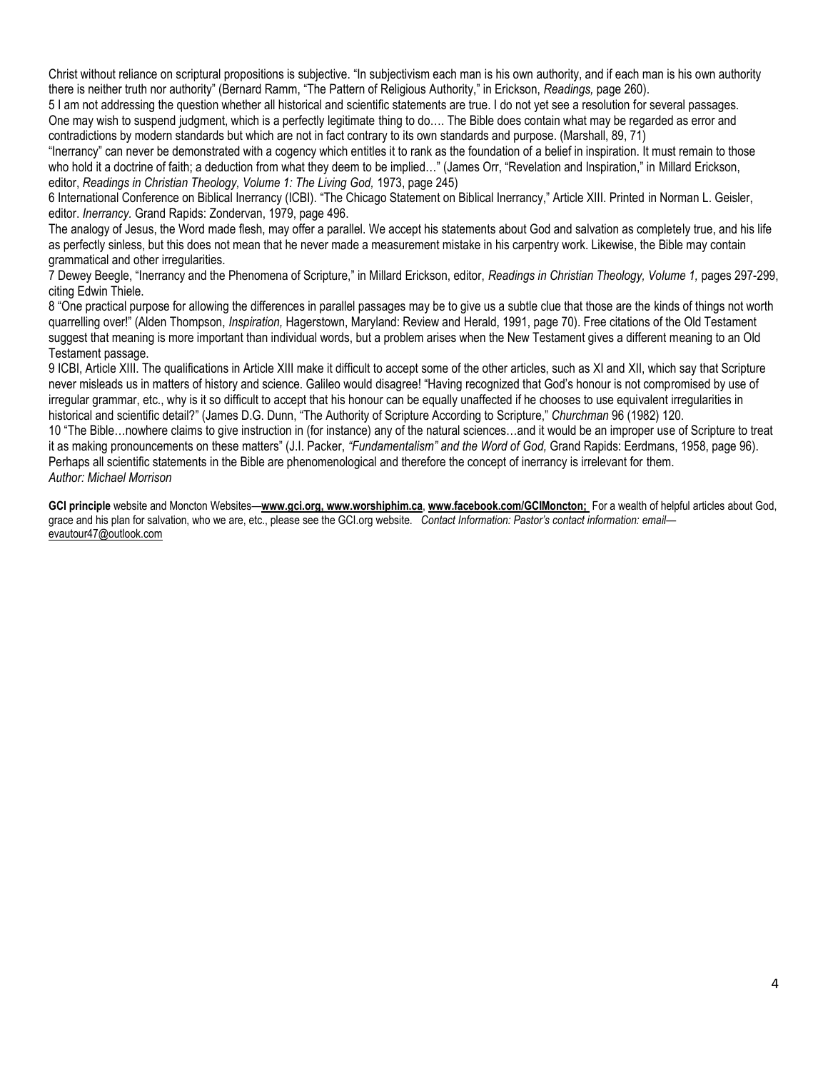Christ without reliance on scriptural propositions is subjective. "In subjectivism each man is his own authority, and if each man is his own authority there is neither truth nor authority" (Bernard Ramm, "The Pattern of Religious Authority," in Erickson, *Readings,* page 260).

5 I am not addressing the question whether all historical and scientific statements are true. I do not yet see a resolution for several passages. One may wish to suspend judgment, which is a perfectly legitimate thing to do…. The Bible does contain what may be regarded as error and contradictions by modern standards but which are not in fact contrary to its own standards and purpose. (Marshall, 89, 71)

"Inerrancy" can never be demonstrated with a cogency which entitles it to rank as the foundation of a belief in inspiration. It must remain to those who hold it a doctrine of faith; a deduction from what they deem to be implied…" (James Orr, "Revelation and Inspiration," in Millard Erickson, editor, *Readings in Christian Theology, Volume 1: The Living God,* 1973, page 245)

6 International Conference on Biblical Inerrancy (ICBI). "The Chicago Statement on Biblical Inerrancy," Article XIII. Printed in Norman L. Geisler, editor. *Inerrancy.* Grand Rapids: Zondervan, 1979, page 496.

The analogy of Jesus, the Word made flesh, may offer a parallel. We accept his statements about God and salvation as completely true, and his life as perfectly sinless, but this does not mean that he never made a measurement mistake in his carpentry work. Likewise, the Bible may contain grammatical and other irregularities.

7 Dewey Beegle, "Inerrancy and the Phenomena of Scripture," in Millard Erickson, editor, *Readings in Christian Theology, Volume 1,* pages 297-299, citing Edwin Thiele.

8 "One practical purpose for allowing the differences in parallel passages may be to give us a subtle clue that those are the kinds of things not worth quarrelling over!" (Alden Thompson, *Inspiration,* Hagerstown, Maryland: Review and Herald, 1991, page 70). Free citations of the Old Testament suggest that meaning is more important than individual words, but a problem arises when the New Testament gives a different meaning to an Old Testament passage.

9 ICBI, Article XIII. The qualifications in Article XIII make it difficult to accept some of the other articles, such as XI and XII, which say that Scripture never misleads us in matters of history and science. Galileo would disagree! "Having recognized that God's honour is not compromised by use of irregular grammar, etc., why is it so difficult to accept that his honour can be equally unaffected if he chooses to use equivalent irregularities in historical and scientific detail?" (James D.G. Dunn, "The Authority of Scripture According to Scripture," *Churchman* 96 (1982) 120.

10 "The Bible…nowhere claims to give instruction in (for instance) any of the natural sciences…and it would be an improper use of Scripture to treat it as making pronouncements on these matters" (J.I. Packer, *"Fundamentalism" and the Word of God,* Grand Rapids: Eerdmans, 1958, page 96). Perhaps all scientific statements in the Bible are phenomenological and therefore the concept of inerrancy is irrelevant for them.

*Author: Michael Morrison*

**GCI principle** website and Moncton Websites—**www.gci.org, www.worshiphim.ca**, **www.facebook.com/GCIMoncton;** For a wealth of helpful articles about God, grace and his plan for salvation, who we are, etc., please see the GCI.org website. *Contact Information: Pastor's contact information: email—* evautour47@outlook.com